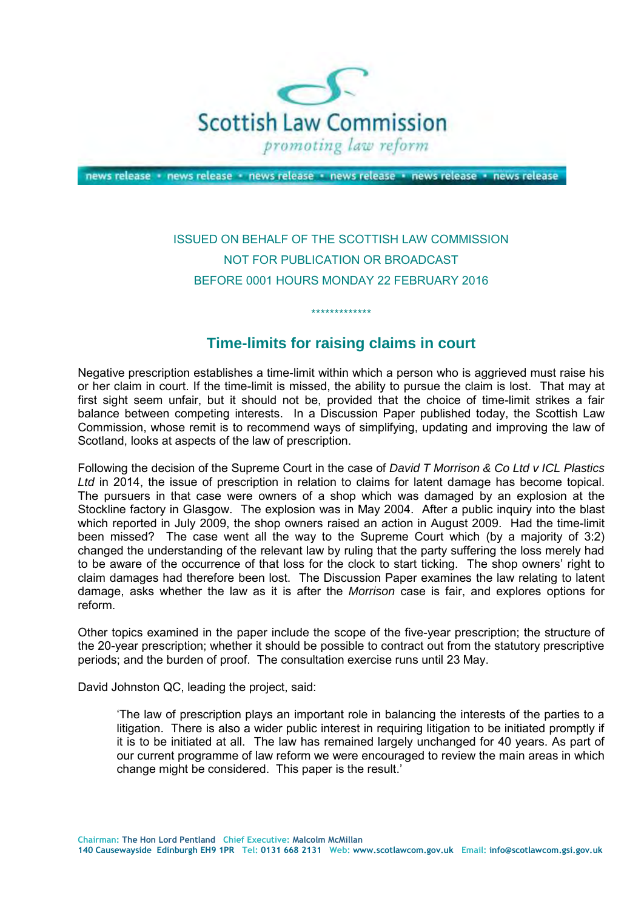Scottish Law Commission

*promoting law reform*

news release • news release • news release • news release • news release • news release

ISSUED ON BEHALF OF THE SCOTTISH LAW COMMISSION
NOT FOR PUBLICATION OR BROADCAST
BEFORE 0001 HOURS MONDAY 22 FEBRUARY 2016

\*\*\*\*\*\*\*\*\*\*\*\*\*

## Time-limits for raising claims in court

Negative prescription establishes a time-limit within which a person who is aggrieved must raise his or her claim in court. If the time-limit is missed, the ability to pursue the claim is lost. That may at first sight seem unfair, but it should not be, provided that the choice of time-limit strikes a fair balance between competing interests. In a Discussion Paper published today, the Scottish Law Commission, whose remit is to recommend ways of simplifying, updating and improving the law of Scotland, looks at aspects of the law of prescription.

Following the decision of the Supreme Court in the case of *David T Morrison & Co Ltd v ICL Plastics Ltd* in 2014, the issue of prescription in relation to claims for latent damage has become topical. The pursuers in that case were owners of a shop which was damaged by an explosion at the Stockline factory in Glasgow. The explosion was in May 2004. After a public inquiry into the blast which reported in July 2009, the shop owners raised an action in August 2009. Had the time-limit been missed? The case went all the way to the Supreme Court which (by a majority of 3:2) changed the understanding of the relevant law by ruling that the party suffering the loss merely had to be aware of the occurrence of that loss for the clock to start ticking. The shop owners' right to claim damages had therefore been lost. The Discussion Paper examines the law relating to latent damage, asks whether the law as it is after the *Morrison* case is fair, and explores options for reform.

Other topics examined in the paper include the scope of the five-year prescription; the structure of the 20-year prescription; whether it should be possible to contract out from the statutory prescriptive periods; and the burden of proof. The consultation exercise runs until 23 May.

David Johnston QC, leading the project, said:

> 'The law of prescription plays an important role in balancing the interests of the parties to a litigation. There is also a wider public interest in requiring litigation to be initiated promptly if it is to be initiated at all. The law has remained largely unchanged for 40 years. As part of our current programme of law reform we were encouraged to review the main areas in which change might be considered. This paper is the result.'

Chairman: The Hon Lord Pentland Chief Executive: Malcolm McMillan
140 Causewayside Edinburgh EH9 1PR Tel: 0131 668 2131 Web: www.scotlawcom.gov.uk Email: info@scotlawcom.gsi.gov.uk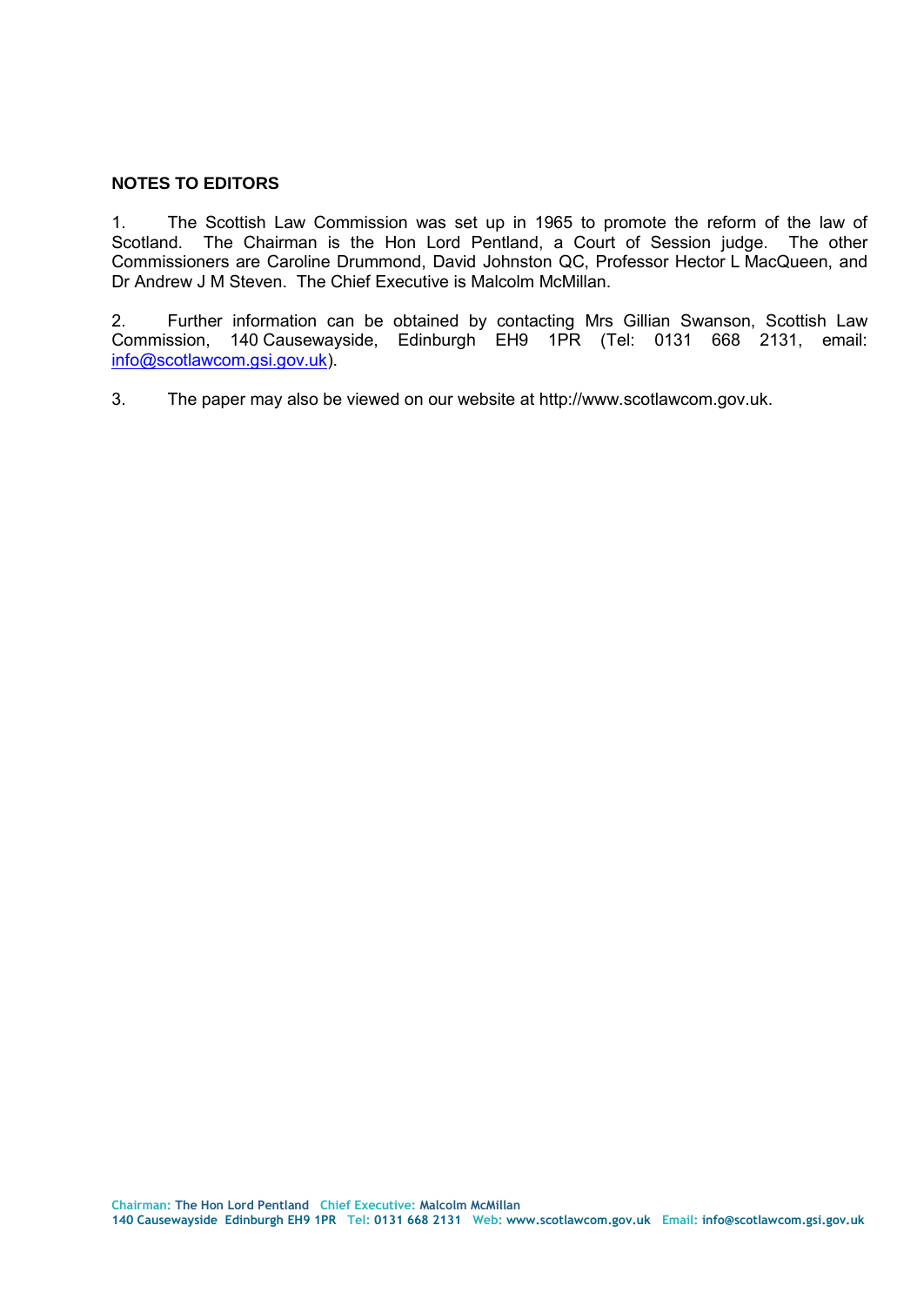**NOTES TO EDITORS**

1. The Scottish Law Commission was set up in 1965 to promote the reform of the law of Scotland. The Chairman is the Hon Lord Pentland, a Court of Session judge. The other Commissioners are Caroline Drummond, David Johnston QC, Professor Hector L MacQueen, and Dr Andrew J M Steven. The Chief Executive is Malcolm McMillan.

2. Further information can be obtained by contacting Mrs Gillian Swanson, Scottish Law Commission, 140 Causewayside, Edinburgh EH9 1PR (Tel: 0131 668 2131, email: info@scotlawcom.gsi.gov.uk).

3. The paper may also be viewed on our website at http://www.scotlawcom.gov.uk.